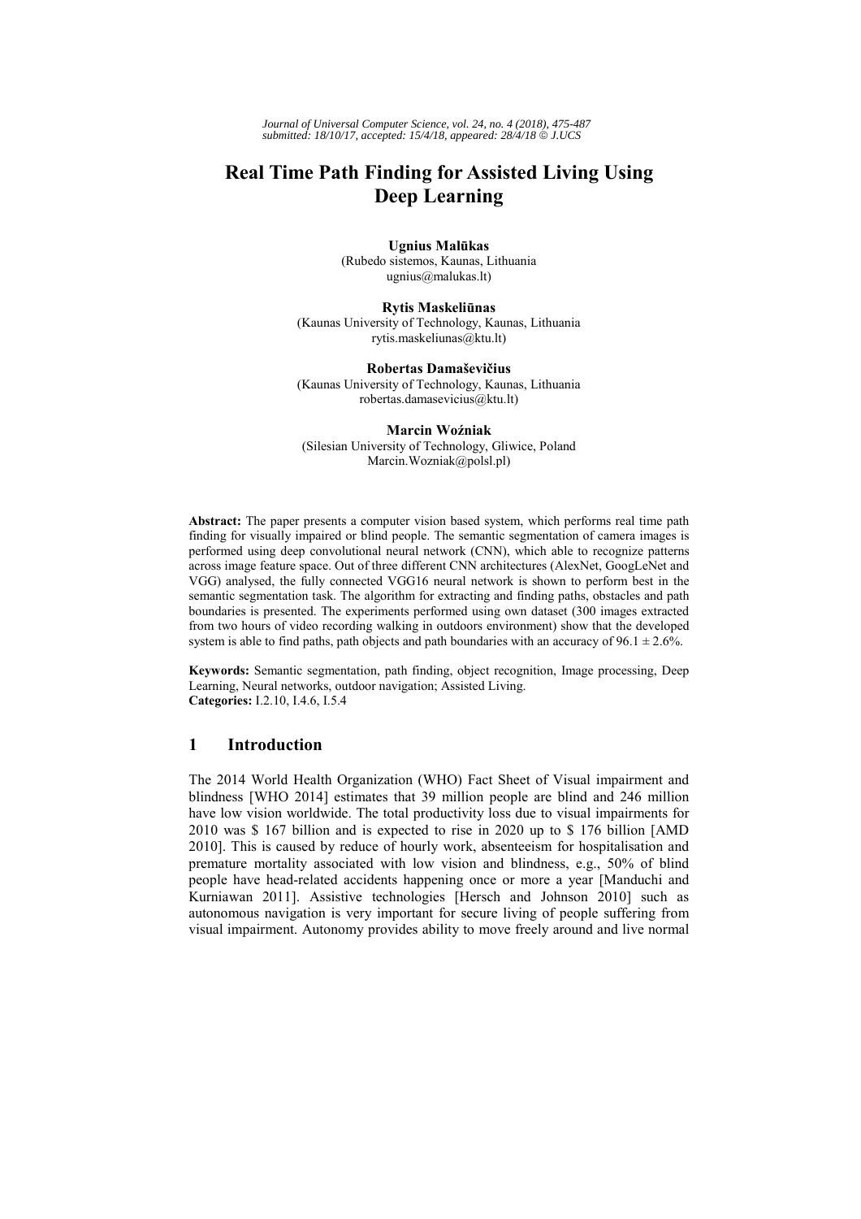# Real Time Path Finding for Assisted Living Using Deep Learning

**Ugnius Malūkas**
(Rubedo sistemos, Kaunas, Lithuania
ugnius@malukas.lt)

**Rytis Maskeliūnas**
(Kaunas University of Technology, Kaunas, Lithuania
rytis.maskeliunas@ktu.lt)

**Robertas Damaševičius**
(Kaunas University of Technology, Kaunas, Lithuania
robertas.damasevicius@ktu.lt)

**Marcin Woźniak**
(Silesian University of Technology, Gliwice, Poland
Marcin.Wozniak@polsl.pl)

**Abstract:** The paper presents a computer vision based system, which performs real time path finding for visually impaired or blind people. The semantic segmentation of camera images is performed using deep convolutional neural network (CNN), which able to recognize patterns across image feature space. Out of three different CNN architectures (AlexNet, GoogLeNet and VGG) analysed, the fully connected VGG16 neural network is shown to perform best in the semantic segmentation task. The algorithm for extracting and finding paths, obstacles and path boundaries is presented. The experiments performed using own dataset (300 images extracted from two hours of video recording walking in outdoors environment) show that the developed system is able to find paths, path objects and path boundaries with an accuracy of 96.1 ± 2.6%.

**Keywords:** Semantic segmentation, path finding, object recognition, Image processing, Deep Learning, Neural networks, outdoor navigation; Assisted Living.
**Categories:** I.2.10, I.4.6, I.5.4

## 1 Introduction

The 2014 World Health Organization (WHO) Fact Sheet of Visual impairment and blindness [WHO 2014] estimates that 39 million people are blind and 246 million have low vision worldwide. The total productivity loss due to visual impairments for 2010 was $ 167 billion and is expected to rise in 2020 up to $ 176 billion [AMD 2010]. This is caused by reduce of hourly work, absenteeism for hospitalisation and premature mortality associated with low vision and blindness, e.g., 50% of blind people have head-related accidents happening once or more a year [Manduchi and Kurniawan 2011]. Assistive technologies [Hersch and Johnson 2010] such as autonomous navigation is very important for secure living of people suffering from visual impairment. Autonomy provides ability to move freely around and live normal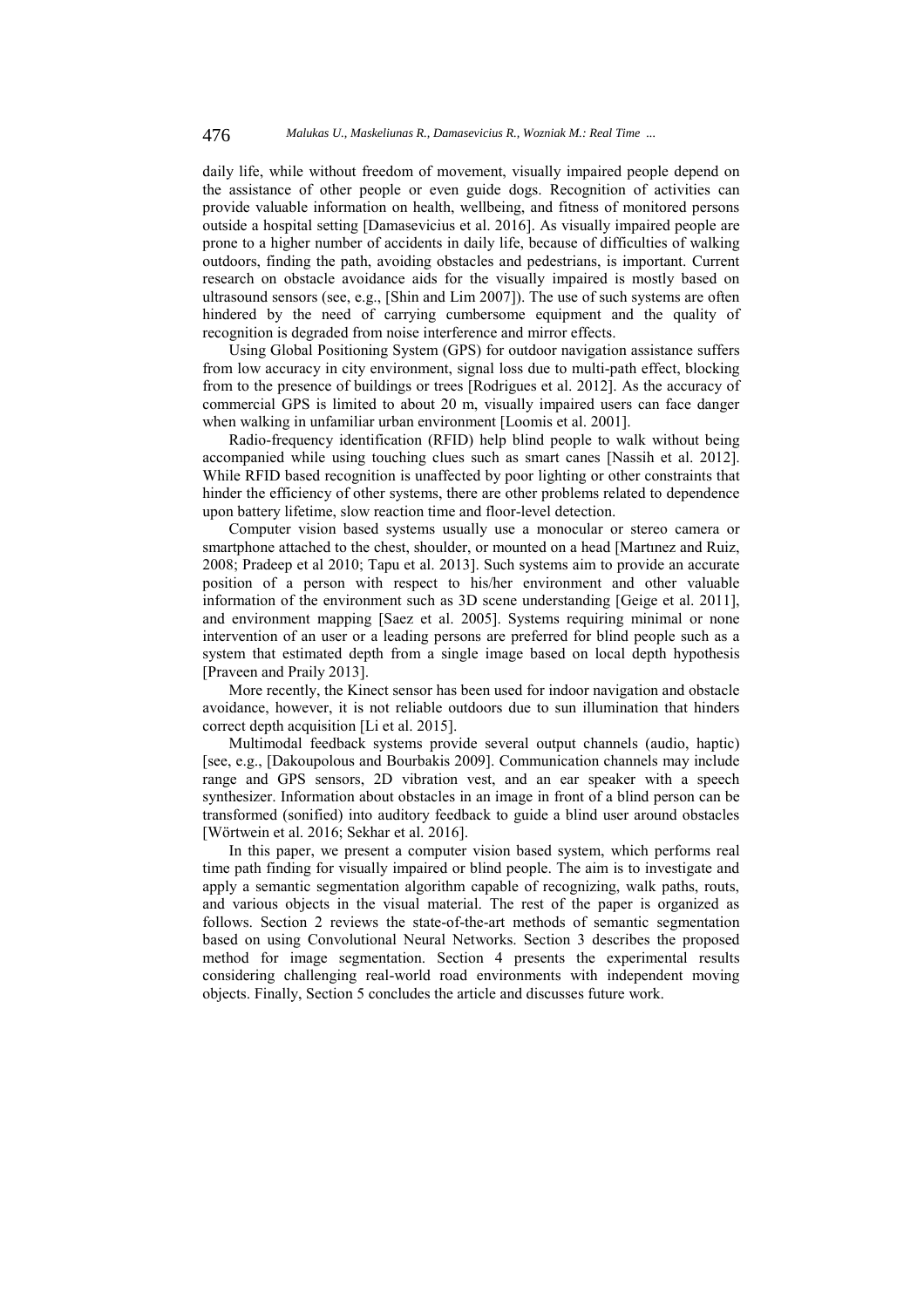daily life, while without freedom of movement, visually impaired people depend on the assistance of other people or even guide dogs. Recognition of activities can provide valuable information on health, wellbeing, and fitness of monitored persons outside a hospital setting [Damasevicius et al. 2016]. As visually impaired people are prone to a higher number of accidents in daily life, because of difficulties of walking outdoors, finding the path, avoiding obstacles and pedestrians, is important. Current research on obstacle avoidance aids for the visually impaired is mostly based on ultrasound sensors (see, e.g., [Shin and Lim 2007]). The use of such systems are often hindered by the need of carrying cumbersome equipment and the quality of recognition is degraded from noise interference and mirror effects.

Using Global Positioning System (GPS) for outdoor navigation assistance suffers from low accuracy in city environment, signal loss due to multi-path effect, blocking from to the presence of buildings or trees [Rodrigues et al. 2012]. As the accuracy of commercial GPS is limited to about 20 m, visually impaired users can face danger when walking in unfamiliar urban environment [Loomis et al. 2001].

Radio-frequency identification (RFID) help blind people to walk without being accompanied while using touching clues such as smart canes [Nassih et al. 2012]. While RFID based recognition is unaffected by poor lighting or other constraints that hinder the efficiency of other systems, there are other problems related to dependence upon battery lifetime, slow reaction time and floor-level detection.

Computer vision based systems usually use a monocular or stereo camera or smartphone attached to the chest, shoulder, or mounted on a head [Martınez and Ruiz, 2008; Pradeep et al 2010; Tapu et al. 2013]. Such systems aim to provide an accurate position of a person with respect to his/her environment and other valuable information of the environment such as 3D scene understanding [Geige et al. 2011], and environment mapping [Saez et al. 2005]. Systems requiring minimal or none intervention of an user or a leading persons are preferred for blind people such as a system that estimated depth from a single image based on local depth hypothesis [Praveen and Praily 2013].

More recently, the Kinect sensor has been used for indoor navigation and obstacle avoidance, however, it is not reliable outdoors due to sun illumination that hinders correct depth acquisition [Li et al. 2015].

Multimodal feedback systems provide several output channels (audio, haptic) [see, e.g., [Dakoupolous and Bourbakis 2009]. Communication channels may include range and GPS sensors, 2D vibration vest, and an ear speaker with a speech synthesizer. Information about obstacles in an image in front of a blind person can be transformed (sonified) into auditory feedback to guide a blind user around obstacles [Wörtwein et al. 2016; Sekhar et al. 2016].

In this paper, we present a computer vision based system, which performs real time path finding for visually impaired or blind people. The aim is to investigate and apply a semantic segmentation algorithm capable of recognizing, walk paths, routs, and various objects in the visual material. The rest of the paper is organized as follows. Section 2 reviews the state-of-the-art methods of semantic segmentation based on using Convolutional Neural Networks. Section 3 describes the proposed method for image segmentation. Section 4 presents the experimental results considering challenging real-world road environments with independent moving objects. Finally, Section 5 concludes the article and discusses future work.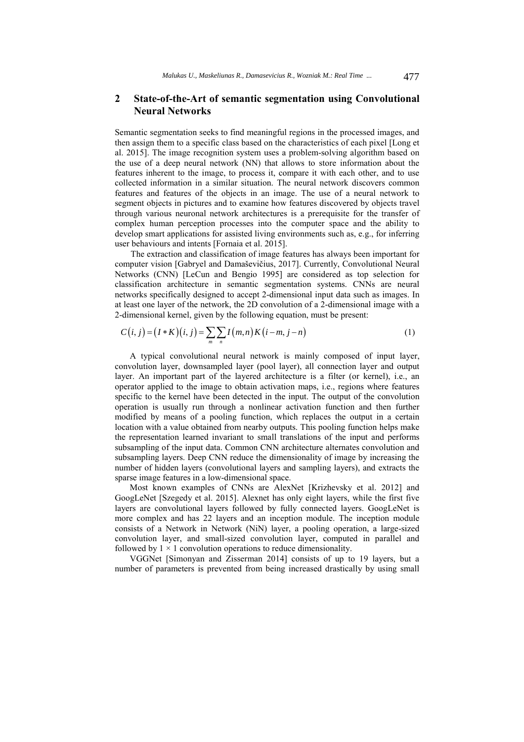## 2 State-of-the-Art of semantic segmentation using Convolutional Neural Networks

Semantic segmentation seeks to find meaningful regions in the processed images, and then assign them to a specific class based on the characteristics of each pixel [Long et al. 2015]. The image recognition system uses a problem-solving algorithm based on the use of a deep neural network (NN) that allows to store information about the features inherent to the image, to process it, compare it with each other, and to use collected information in a similar situation. The neural network discovers common features and features of the objects in an image. The use of a neural network to segment objects in pictures and to examine how features discovered by objects travel through various neuronal network architectures is a prerequisite for the transfer of complex human perception processes into the computer space and the ability to develop smart applications for assisted living environments such as, e.g., for inferring user behaviours and intents [Fornaia et al. 2015].

The extraction and classification of image features has always been important for computer vision [Gabryel and Damaševičius, 2017]. Currently, Convolutional Neural Networks (CNN) [LeCun and Bengio 1995] are considered as top selection for classification architecture in semantic segmentation systems. CNNs are neural networks specifically designed to accept 2-dimensional input data such as images. In at least one layer of the network, the 2D convolution of a 2-dimensional image with a 2-dimensional kernel, given by the following equation, must be present:

$$C(i,j) = (I * K)(i,j) = \sum_{m}\sum_{n} I(m,n)K(i-m, j-n) \tag{1}$$

A typical convolutional neural network is mainly composed of input layer, convolution layer, downsampled layer (pool layer), all connection layer and output layer. An important part of the layered architecture is a filter (or kernel), i.e., an operator applied to the image to obtain activation maps, i.e., regions where features specific to the kernel have been detected in the input. The output of the convolution operation is usually run through a nonlinear activation function and then further modified by means of a pooling function, which replaces the output in a certain location with a value obtained from nearby outputs. This pooling function helps make the representation learned invariant to small translations of the input and performs subsampling of the input data. Common CNN architecture alternates convolution and subsampling layers. Deep CNN reduce the dimensionality of image by increasing the number of hidden layers (convolutional layers and sampling layers), and extracts the sparse image features in a low-dimensional space.

Most known examples of CNNs are AlexNet [Krizhevsky et al. 2012] and GoogLeNet [Szegedy et al. 2015]. Alexnet has only eight layers, while the first five layers are convolutional layers followed by fully connected layers. GoogLeNet is more complex and has 22 layers and an inception module. The inception module consists of a Network in Network (NiN) layer, a pooling operation, a large-sized convolution layer, and small-sized convolution layer, computed in parallel and followed by $1 \times 1$ convolution operations to reduce dimensionality.

VGGNet [Simonyan and Zisserman 2014] consists of up to 19 layers, but a number of parameters is prevented from being increased drastically by using small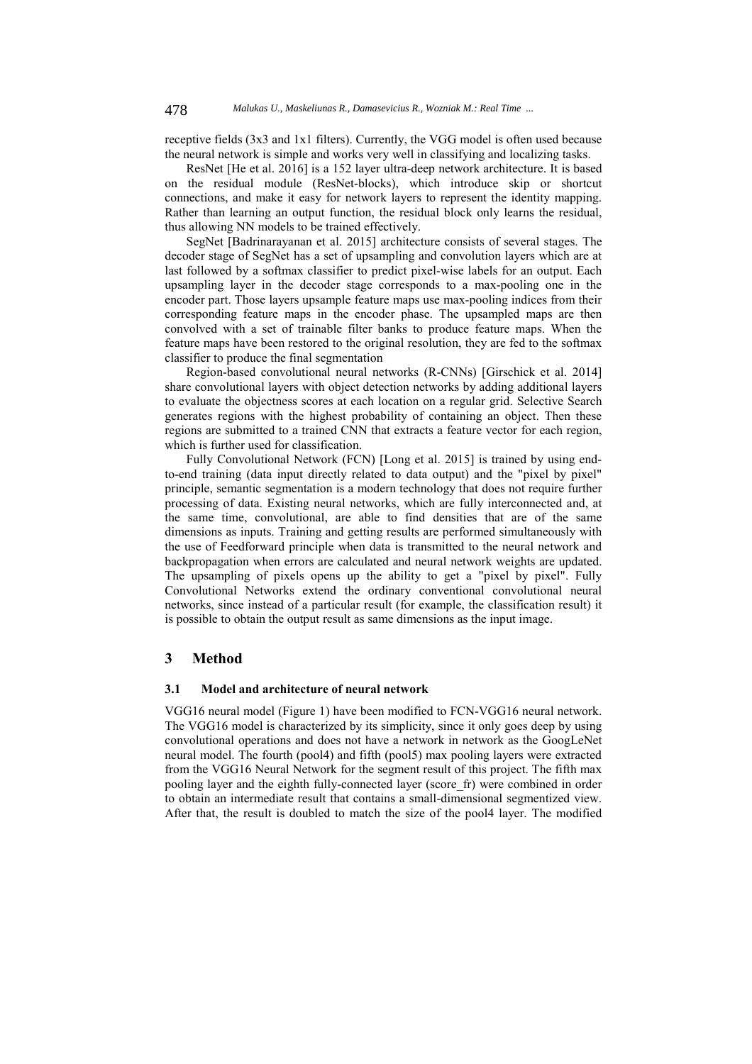receptive fields (3x3 and 1x1 filters). Currently, the VGG model is often used because the neural network is simple and works very well in classifying and localizing tasks.

ResNet [He et al. 2016] is a 152 layer ultra-deep network architecture. It is based on the residual module (ResNet-blocks), which introduce skip or shortcut connections, and make it easy for network layers to represent the identity mapping. Rather than learning an output function, the residual block only learns the residual, thus allowing NN models to be trained effectively.

SegNet [Badrinarayanan et al. 2015] architecture consists of several stages. The decoder stage of SegNet has a set of upsampling and convolution layers which are at last followed by a softmax classifier to predict pixel-wise labels for an output. Each upsampling layer in the decoder stage corresponds to a max-pooling one in the encoder part. Those layers upsample feature maps use max-pooling indices from their corresponding feature maps in the encoder phase. The upsampled maps are then convolved with a set of trainable filter banks to produce feature maps. When the feature maps have been restored to the original resolution, they are fed to the softmax classifier to produce the final segmentation

Region-based convolutional neural networks (R-CNNs) [Girschick et al. 2014] share convolutional layers with object detection networks by adding additional layers to evaluate the objectness scores at each location on a regular grid. Selective Search generates regions with the highest probability of containing an object. Then these regions are submitted to a trained CNN that extracts a feature vector for each region, which is further used for classification.

Fully Convolutional Network (FCN) [Long et al. 2015] is trained by using end-to-end training (data input directly related to data output) and the "pixel by pixel" principle, semantic segmentation is a modern technology that does not require further processing of data. Existing neural networks, which are fully interconnected and, at the same time, convolutional, are able to find densities that are of the same dimensions as inputs. Training and getting results are performed simultaneously with the use of Feedforward principle when data is transmitted to the neural network and backpropagation when errors are calculated and neural network weights are updated. The upsampling of pixels opens up the ability to get a "pixel by pixel". Fully Convolutional Networks extend the ordinary conventional convolutional neural networks, since instead of a particular result (for example, the classification result) it is possible to obtain the output result as same dimensions as the input image.

## 3 Method

### 3.1 Model and architecture of neural network

VGG16 neural model (Figure 1) have been modified to FCN-VGG16 neural network. The VGG16 model is characterized by its simplicity, since it only goes deep by using convolutional operations and does not have a network in network as the GoogLeNet neural model. The fourth (pool4) and fifth (pool5) max pooling layers were extracted from the VGG16 Neural Network for the segment result of this project. The fifth max pooling layer and the eighth fully-connected layer (score_fr) were combined in order to obtain an intermediate result that contains a small-dimensional segmentized view. After that, the result is doubled to match the size of the pool4 layer. The modified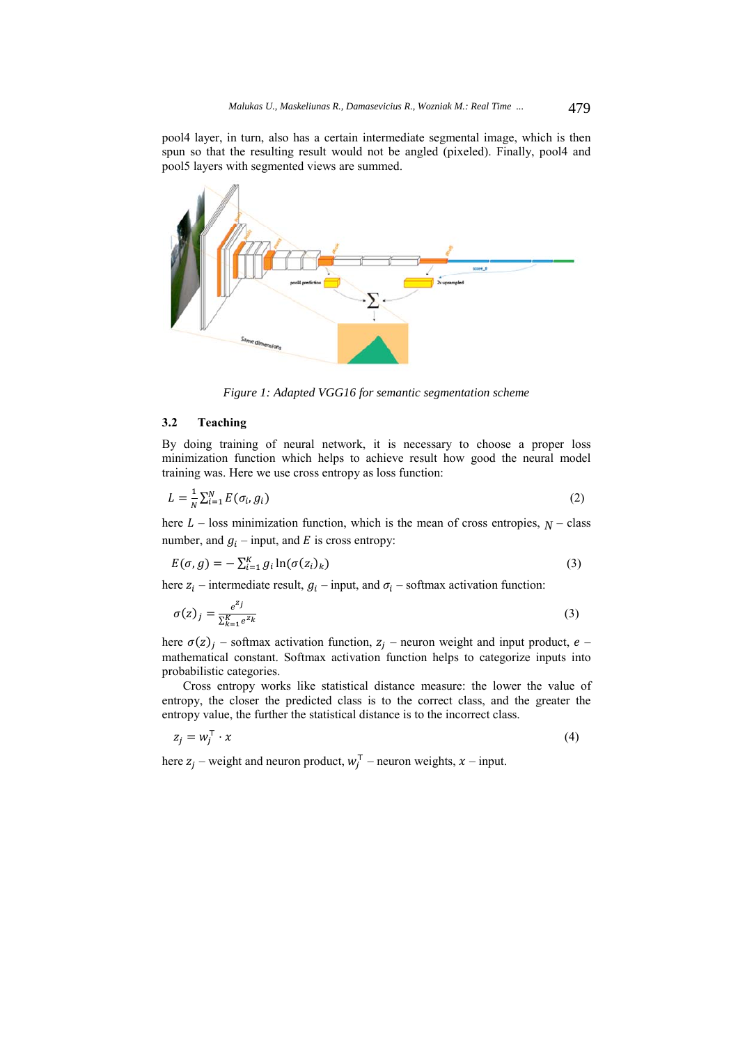pool4 layer, in turn, also has a certain intermediate segmental image, which is then spun so that the resulting result would not be angled (pixeled). Finally, pool4 and pool5 layers with segmented views are summed.

*Figure 1: Adapted VGG16 for semantic segmentation scheme*

### 3.2 Teaching

By doing training of neural network, it is necessary to choose a proper loss minimization function which helps to achieve result how good the neural model training was. Here we use cross entropy as loss function:

$$L = \frac{1}{N}\sum_{i=1}^{N} E(\sigma_i, g_i) \tag{2}$$

here $L$ – loss minimization function, which is the mean of cross entropies, $N$ – class number, and $g_i$ – input, and $E$ is cross entropy:

$$E(\sigma, g) = -\sum_{i=1}^{K} g_i \ln(\sigma(z_i)_K) \tag{3}$$

here $z_i$ – intermediate result, $g_i$ – input, and $\sigma_i$ – softmax activation function:

$$\sigma(z)_j = \frac{e^{z_j}}{\sum_{k=1}^{K} e^{z_k}} \tag{3}$$

here $\sigma(z)_j$ – softmax activation function, $z_j$ – neuron weight and input product, $e$ – mathematical constant. Softmax activation function helps to categorize inputs into probabilistic categories.

Cross entropy works like statistical distance measure: the lower the value of entropy, the closer the predicted class is to the correct class, and the greater the entropy value, the further the statistical distance is to the incorrect class.

$$z_j = w_j^{\top} \cdot x \tag{4}$$

here $z_j$ – weight and neuron product, $w_j^{\top}$ – neuron weights, $x$ – input.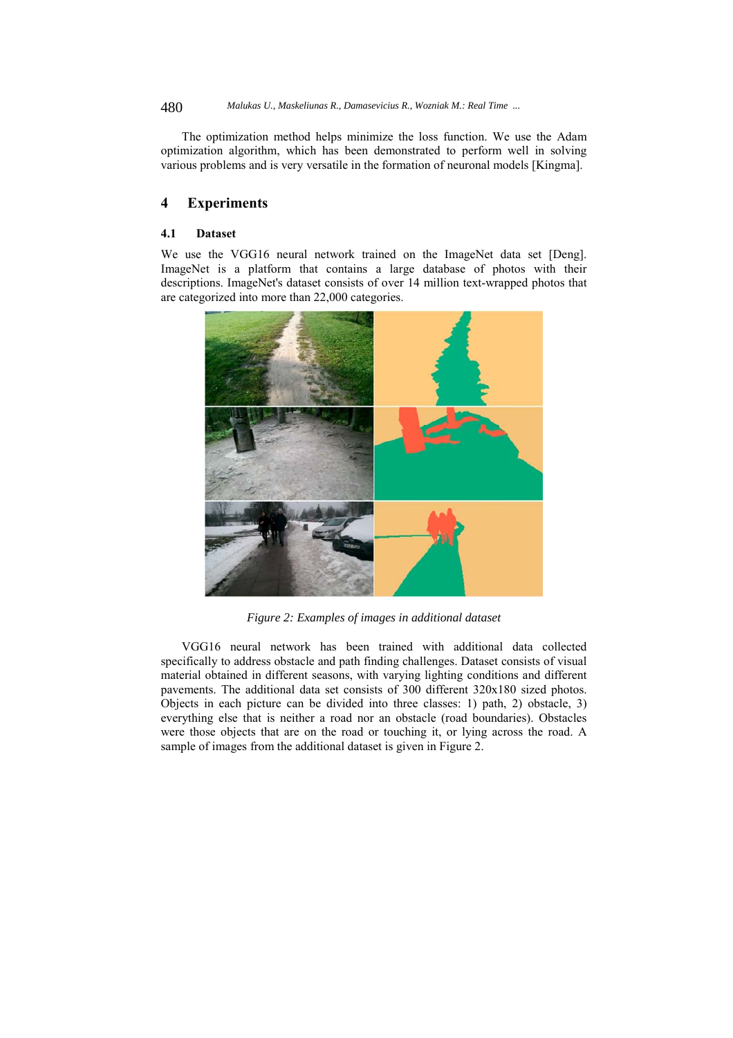The optimization method helps minimize the loss function. We use the Adam optimization algorithm, which has been demonstrated to perform well in solving various problems and is very versatile in the formation of neuronal models [Kingma].

## 4 Experiments

### 4.1 Dataset

We use the VGG16 neural network trained on the ImageNet data set [Deng]. ImageNet is a platform that contains a large database of photos with their descriptions. ImageNet's dataset consists of over 14 million text-wrapped photos that are categorized into more than 22,000 categories.

*Figure 2: Examples of images in additional dataset*

VGG16 neural network has been trained with additional data collected specifically to address obstacle and path finding challenges. Dataset consists of visual material obtained in different seasons, with varying lighting conditions and different pavements. The additional data set consists of 300 different 320x180 sized photos. Objects in each picture can be divided into three classes: 1) path, 2) obstacle, 3) everything else that is neither a road nor an obstacle (road boundaries). Obstacles were those objects that are on the road or touching it, or lying across the road. A sample of images from the additional dataset is given in Figure 2.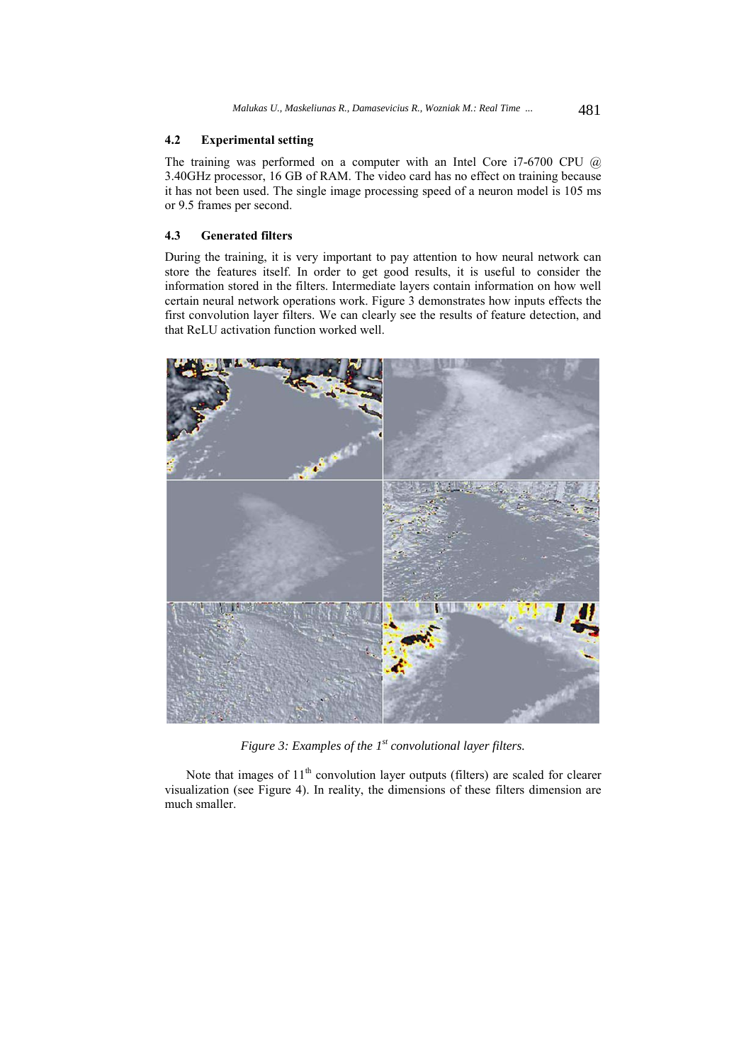### 4.2 Experimental setting

The training was performed on a computer with an Intel Core i7-6700 CPU @ 3.40GHz processor, 16 GB of RAM. The video card has no effect on training because it has not been used. The single image processing speed of a neuron model is 105 ms or 9.5 frames per second.

### 4.3 Generated filters

During the training, it is very important to pay attention to how neural network can store the features itself. In order to get good results, it is useful to consider the information stored in the filters. Intermediate layers contain information on how well certain neural network operations work. Figure 3 demonstrates how inputs effects the first convolution layer filters. We can clearly see the results of feature detection, and that ReLU activation function worked well.

*Figure 3: Examples of the 1st convolutional layer filters.*

Note that images of 11th convolution layer outputs (filters) are scaled for clearer visualization (see Figure 4). In reality, the dimensions of these filters dimension are much smaller.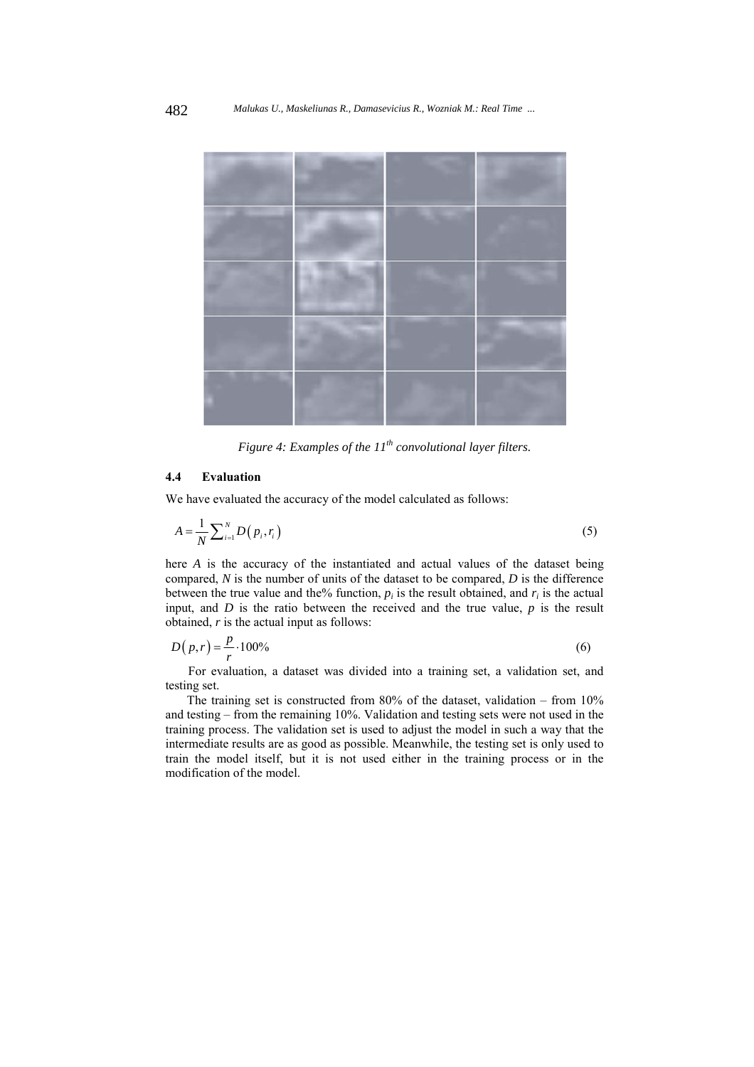*Figure 4: Examples of the 11th convolutional layer filters.*

### 4.4 Evaluation

We have evaluated the accuracy of the model calculated as follows:

$$A = \frac{1}{N}\sum_{i=1}^{N} D\left(p_i, r_i\right) \tag{5}$$

here $A$ is the accuracy of the instantiated and actual values of the dataset being compared, $N$ is the number of units of the dataset to be compared, $D$ is the difference between the true value and the% function, $p_i$ is the result obtained, and $r_i$ is the actual input, and $D$ is the ratio between the received and the true value, $p$ is the result obtained, $r$ is the actual input as follows:

$$D\left(p, r\right) = \frac{p}{r} \cdot 100\% \tag{6}$$

For evaluation, a dataset was divided into a training set, a validation set, and testing set.

The training set is constructed from 80% of the dataset, validation – from 10% and testing – from the remaining 10%. Validation and testing sets were not used in the training process. The validation set is used to adjust the model in such a way that the intermediate results are as good as possible. Meanwhile, the testing set is only used to train the model itself, but it is not used either in the training process or in the modification of the model.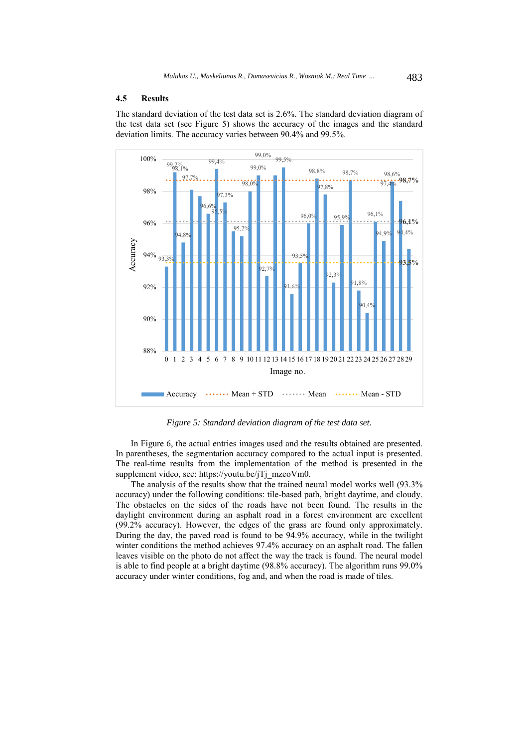### 4.5 Results

The standard deviation of the test data set is 2.6%. The standard deviation diagram of the test data set (see Figure 5) shows the accuracy of the images and the standard deviation limits. The accuracy varies between 90.4% and 99.5%.

*Figure 5: Standard deviation diagram of the test data set.*

In Figure 6, the actual entries images used and the results obtained are presented. In parentheses, the segmentation accuracy compared to the actual input is presented. The real-time results from the implementation of the method is presented in the supplement video, see: https://youtu.be/jTj_mzeoVm0.

The analysis of the results show that the trained neural model works well (93.3% accuracy) under the following conditions: tile-based path, bright daytime, and cloudy. The obstacles on the sides of the roads have not been found. The results in the daylight environment during an asphalt road in a forest environment are excellent (99.2% accuracy). However, the edges of the grass are found only approximately. During the day, the paved road is found to be 94.9% accuracy, while in the twilight winter conditions the method achieves 97.4% accuracy on an asphalt road. The fallen leaves visible on the photo do not affect the way the track is found. The neural model is able to find people at a bright daytime (98.8% accuracy). The algorithm runs 99.0% accuracy under winter conditions, fog and, and when the road is made of tiles.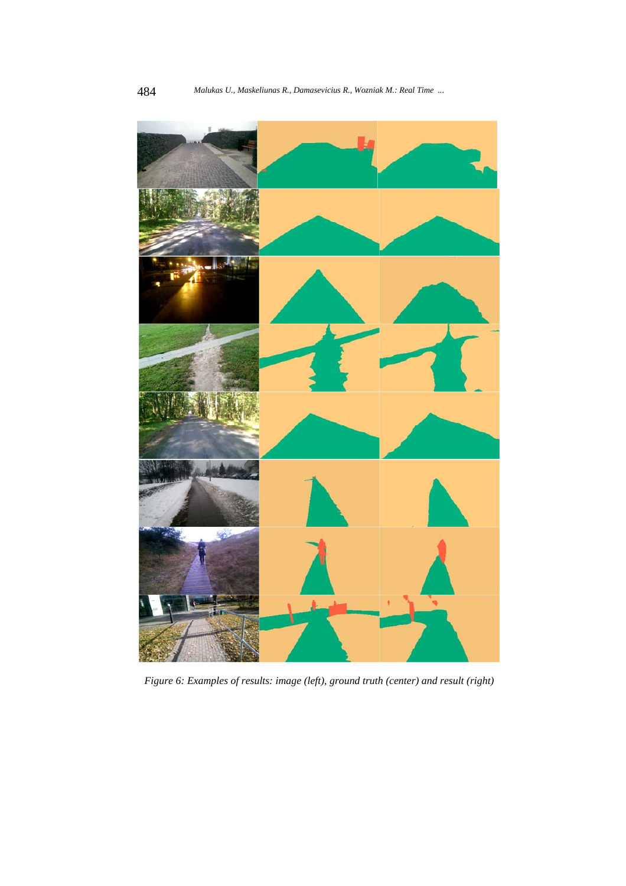*Figure 6: Examples of results: image (left), ground truth (center) and result (right)*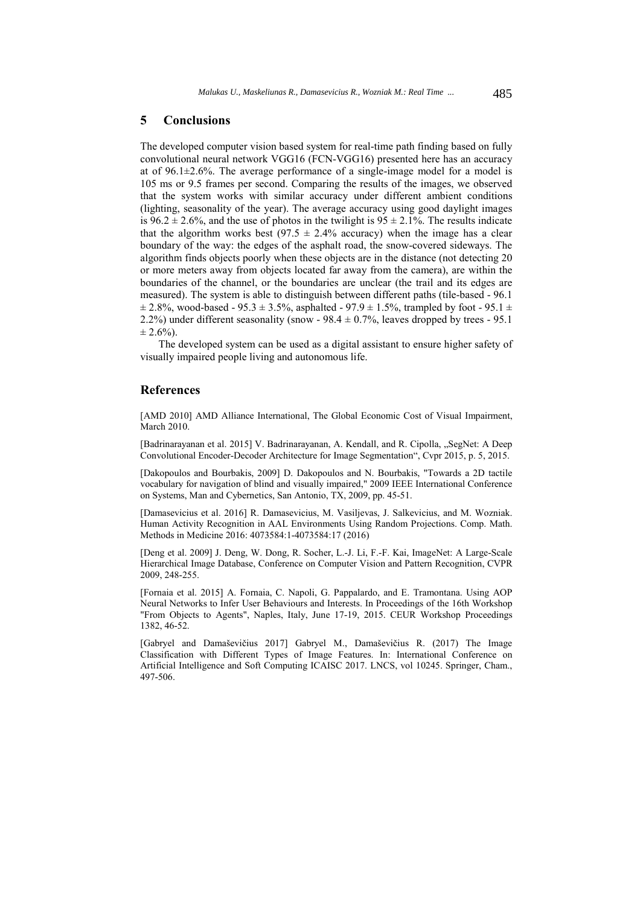## 5 Conclusions

The developed computer vision based system for real-time path finding based on fully convolutional neural network VGG16 (FCN-VGG16) presented here has an accuracy at of 96.1±2.6%. The average performance of a single-image model for a model is 105 ms or 9.5 frames per second. Comparing the results of the images, we observed that the system works with similar accuracy under different ambient conditions (lighting, seasonality of the year). The average accuracy using good daylight images is 96.2 ± 2.6%, and the use of photos in the twilight is 95 ± 2.1%. The results indicate that the algorithm works best (97.5 ± 2.4% accuracy) when the image has a clear boundary of the way: the edges of the asphalt road, the snow-covered sideways. The algorithm finds objects poorly when these objects are in the distance (not detecting 20 or more meters away from objects located far away from the camera), are within the boundaries of the channel, or the boundaries are unclear (the trail and its edges are measured). The system is able to distinguish between different paths (tile-based - 96.1 ± 2.8%, wood-based - 95.3 ± 3.5%, asphalted - 97.9 ± 1.5%, trampled by foot - 95.1 ± 2.2%) under different seasonality (snow - 98.4 ± 0.7%, leaves dropped by trees - 95.1 ± 2.6%).

The developed system can be used as a digital assistant to ensure higher safety of visually impaired people living and autonomous life.

## References

[AMD 2010] AMD Alliance International, The Global Economic Cost of Visual Impairment, March 2010.

[Badrinarayanan et al. 2015] V. Badrinarayanan, A. Kendall, and R. Cipolla, „SegNet: A Deep Convolutional Encoder-Decoder Architecture for Image Segmentation", Cvpr 2015, p. 5, 2015.

[Dakopoulos and Bourbakis, 2009] D. Dakopoulos and N. Bourbakis, "Towards a 2D tactile vocabulary for navigation of blind and visually impaired," 2009 IEEE International Conference on Systems, Man and Cybernetics, San Antonio, TX, 2009, pp. 45-51.

[Damasevicius et al. 2016] R. Damasevicius, M. Vasiljevas, J. Salkevicius, and M. Wozniak. Human Activity Recognition in AAL Environments Using Random Projections. Comp. Math. Methods in Medicine 2016: 4073584:1-4073584:17 (2016)

[Deng et al. 2009] J. Deng, W. Dong, R. Socher, L.-J. Li, F.-F. Kai, ImageNet: A Large-Scale Hierarchical Image Database, Conference on Computer Vision and Pattern Recognition, CVPR 2009, 248-255.

[Fornaia et al. 2015] A. Fornaia, C. Napoli, G. Pappalardo, and E. Tramontana. Using AOP Neural Networks to Infer User Behaviours and Interests. In Proceedings of the 16th Workshop "From Objects to Agents", Naples, Italy, June 17-19, 2015. CEUR Workshop Proceedings 1382, 46-52.

[Gabryel and Damaševičius 2017] Gabryel M., Damaševičius R. (2017) The Image Classification with Different Types of Image Features. In: International Conference on Artificial Intelligence and Soft Computing ICAISC 2017. LNCS, vol 10245. Springer, Cham., 497-506.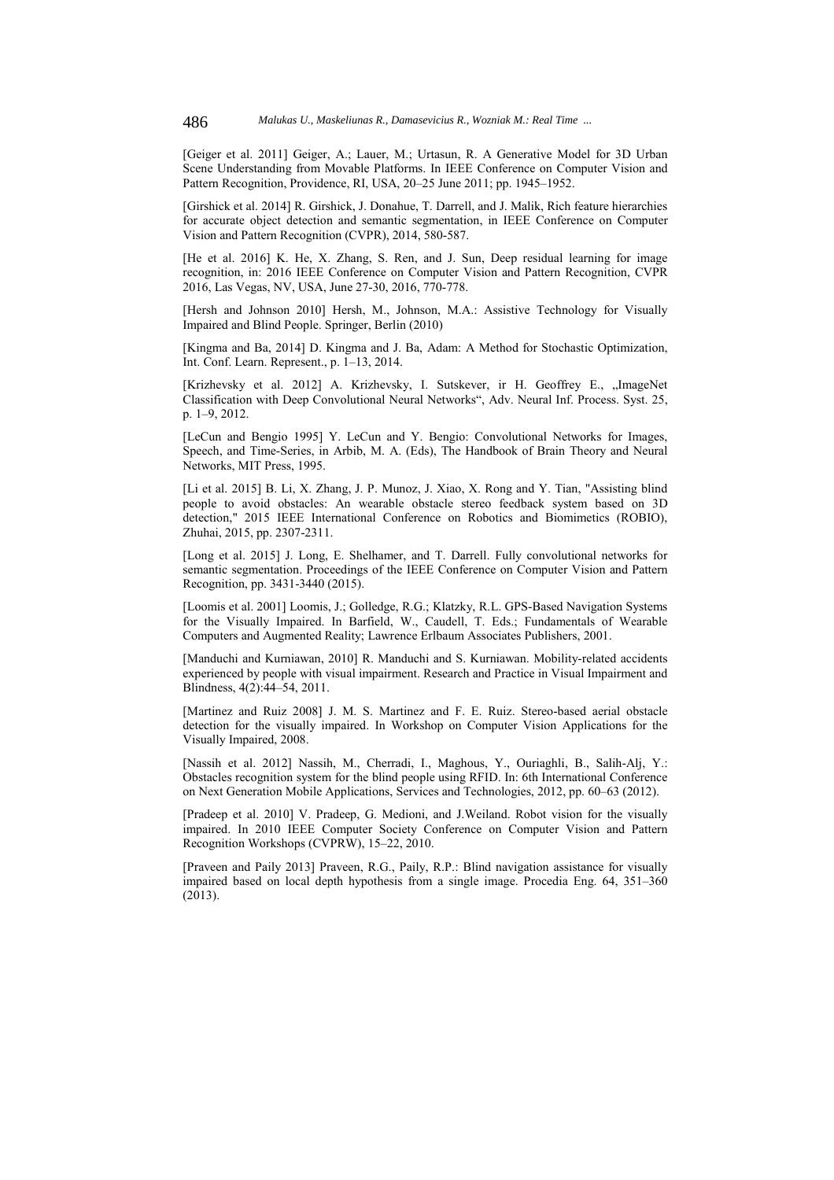[Geiger et al. 2011] Geiger, A.; Lauer, M.; Urtasun, R. A Generative Model for 3D Urban Scene Understanding from Movable Platforms. In IEEE Conference on Computer Vision and Pattern Recognition, Providence, RI, USA, 20–25 June 2011; pp. 1945–1952.

[Girshick et al. 2014] R. Girshick, J. Donahue, T. Darrell, and J. Malik, Rich feature hierarchies for accurate object detection and semantic segmentation, in IEEE Conference on Computer Vision and Pattern Recognition (CVPR), 2014, 580-587.

[He et al. 2016] K. He, X. Zhang, S. Ren, and J. Sun, Deep residual learning for image recognition, in: 2016 IEEE Conference on Computer Vision and Pattern Recognition, CVPR 2016, Las Vegas, NV, USA, June 27-30, 2016, 770-778.

[Hersh and Johnson 2010] Hersh, M., Johnson, M.A.: Assistive Technology for Visually Impaired and Blind People. Springer, Berlin (2010)

[Kingma and Ba, 2014] D. Kingma and J. Ba, Adam: A Method for Stochastic Optimization, Int. Conf. Learn. Represent., p. 1–13, 2014.

[Krizhevsky et al. 2012] A. Krizhevsky, I. Sutskever, ir H. Geoffrey E., „ImageNet Classification with Deep Convolutional Neural Networks", Adv. Neural Inf. Process. Syst. 25, p. 1–9, 2012.

[LeCun and Bengio 1995] Y. LeCun and Y. Bengio: Convolutional Networks for Images, Speech, and Time-Series, in Arbib, M. A. (Eds), The Handbook of Brain Theory and Neural Networks, MIT Press, 1995.

[Li et al. 2015] B. Li, X. Zhang, J. P. Munoz, J. Xiao, X. Rong and Y. Tian, "Assisting blind people to avoid obstacles: An wearable obstacle stereo feedback system based on 3D detection," 2015 IEEE International Conference on Robotics and Biomimetics (ROBIO), Zhuhai, 2015, pp. 2307-2311.

[Long et al. 2015] J. Long, E. Shelhamer, and T. Darrell. Fully convolutional networks for semantic segmentation. Proceedings of the IEEE Conference on Computer Vision and Pattern Recognition, pp. 3431-3440 (2015).

[Loomis et al. 2001] Loomis, J.; Golledge, R.G.; Klatzky, R.L. GPS-Based Navigation Systems for the Visually Impaired. In Barfield, W., Caudell, T. Eds.; Fundamentals of Wearable Computers and Augmented Reality; Lawrence Erlbaum Associates Publishers, 2001.

[Manduchi and Kurniawan, 2010] R. Manduchi and S. Kurniawan. Mobility-related accidents experienced by people with visual impairment. Research and Practice in Visual Impairment and Blindness, 4(2):44–54, 2011.

[Martinez and Ruiz 2008] J. M. S. Martinez and F. E. Ruiz. Stereo-based aerial obstacle detection for the visually impaired. In Workshop on Computer Vision Applications for the Visually Impaired, 2008.

[Nassih et al. 2012] Nassih, M., Cherradi, I., Maghous, Y., Ouriaghli, B., Salih-Alj, Y.: Obstacles recognition system for the blind people using RFID. In: 6th International Conference on Next Generation Mobile Applications, Services and Technologies, 2012, pp. 60–63 (2012).

[Pradeep et al. 2010] V. Pradeep, G. Medioni, and J.Weiland. Robot vision for the visually impaired. In 2010 IEEE Computer Society Conference on Computer Vision and Pattern Recognition Workshops (CVPRW), 15–22, 2010.

[Praveen and Paily 2013] Praveen, R.G., Paily, R.P.: Blind navigation assistance for visually impaired based on local depth hypothesis from a single image. Procedia Eng. 64, 351–360 (2013).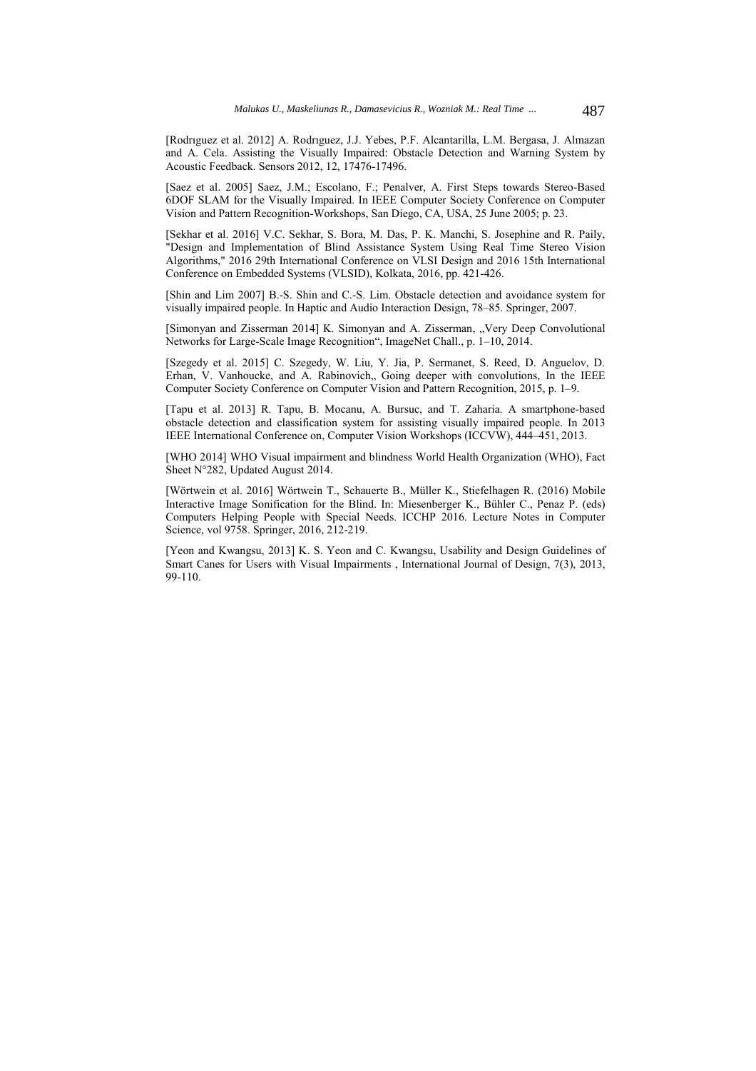[Rodrıguez et al. 2012] A. Rodrıguez, J.J. Yebes, P.F. Alcantarilla, L.M. Bergasa, J. Almazan and A. Cela. Assisting the Visually Impaired: Obstacle Detection and Warning System by Acoustic Feedback. Sensors 2012, 12, 17476-17496.

[Saez et al. 2005] Saez, J.M.; Escolano, F.; Penalver, A. First Steps towards Stereo-Based 6DOF SLAM for the Visually Impaired. In IEEE Computer Society Conference on Computer Vision and Pattern Recognition-Workshops, San Diego, CA, USA, 25 June 2005; p. 23.

[Sekhar et al. 2016] V.C. Sekhar, S. Bora, M. Das, P. K. Manchi, S. Josephine and R. Paily, "Design and Implementation of Blind Assistance System Using Real Time Stereo Vision Algorithms," 2016 29th International Conference on VLSI Design and 2016 15th International Conference on Embedded Systems (VLSID), Kolkata, 2016, pp. 421-426.

[Shin and Lim 2007] B.-S. Shin and C.-S. Lim. Obstacle detection and avoidance system for visually impaired people. In Haptic and Audio Interaction Design, 78–85. Springer, 2007.

[Simonyan and Zisserman 2014] K. Simonyan and A. Zisserman, „Very Deep Convolutional Networks for Large-Scale Image Recognition", ImageNet Chall., p. 1–10, 2014.

[Szegedy et al. 2015] C. Szegedy, W. Liu, Y. Jia, P. Sermanet, S. Reed, D. Anguelov, D. Erhan, V. Vanhoucke, and A. Rabinovich„ Going deeper with convolutions, In the IEEE Computer Society Conference on Computer Vision and Pattern Recognition, 2015, p. 1–9.

[Tapu et al. 2013] R. Tapu, B. Mocanu, A. Bursuc, and T. Zaharia. A smartphone-based obstacle detection and classification system for assisting visually impaired people. In 2013 IEEE International Conference on, Computer Vision Workshops (ICCVW), 444–451, 2013.

[WHO 2014] WHO Visual impairment and blindness World Health Organization (WHO), Fact Sheet N°282, Updated August 2014.

[Wörtwein et al. 2016] Wörtwein T., Schauerte B., Müller K., Stiefelhagen R. (2016) Mobile Interactive Image Sonification for the Blind. In: Miesenberger K., Bühler C., Penaz P. (eds) Computers Helping People with Special Needs. ICCHP 2016. Lecture Notes in Computer Science, vol 9758. Springer, 2016, 212-219.

[Yeon and Kwangsu, 2013] K. S. Yeon and C. Kwangsu, Usability and Design Guidelines of Smart Canes for Users with Visual Impairments , International Journal of Design, 7(3), 2013, 99-110.